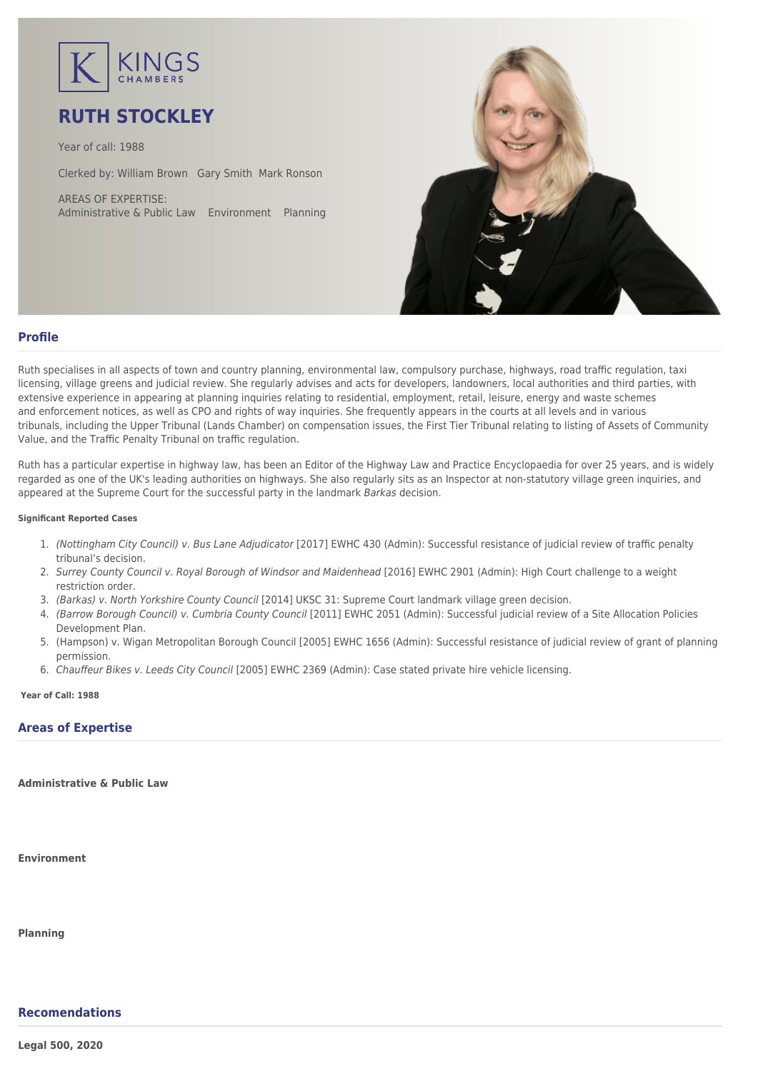KINGS CHAMBERS

# RUTH STOCKLEY

Year of call: 1988

Clerked by: William Brown Gary Smith Mark Ronson

AREAS OF EXPERTISE:
Administrative & Public Law Environment Planning

## Profile

Ruth specialises in all aspects of town and country planning, environmental law, compulsory purchase, highways, road traffic regulation, taxi licensing, village greens and judicial review. She regularly advises and acts for developers, landowners, local authorities and third parties, with extensive experience in appearing at planning inquiries relating to residential, employment, retail, leisure, energy and waste schemes and enforcement notices, as well as CPO and rights of way inquiries. She frequently appears in the courts at all levels and in various tribunals, including the Upper Tribunal (Lands Chamber) on compensation issues, the First Tier Tribunal relating to listing of Assets of Community Value, and the Traffic Penalty Tribunal on traffic regulation.

Ruth has a particular expertise in highway law, has been an Editor of the Highway Law and Practice Encyclopaedia for over 25 years, and is widely regarded as one of the UK's leading authorities on highways. She also regularly sits as an Inspector at non-statutory village green inquiries, and appeared at the Supreme Court for the successful party in the landmark *Barkas* decision.

##### Significant Reported Cases

1. *(Nottingham City Council) v. Bus Lane Adjudicator* [2017] EWHC 430 (Admin): Successful resistance of judicial review of traffic penalty tribunal's decision.
2. *Surrey County Council v. Royal Borough of Windsor and Maidenhead* [2016] EWHC 2901 (Admin): High Court challenge to a weight restriction order.
3. *(Barkas) v. North Yorkshire County Council* [2014] UKSC 31: Supreme Court landmark village green decision.
4. *(Barrow Borough Council) v. Cumbria County Council* [2011] EWHC 2051 (Admin): Successful judicial review of a Site Allocation Policies Development Plan.
5. (Hampson) v. Wigan Metropolitan Borough Council [2005] EWHC 1656 (Admin): Successful resistance of judicial review of grant of planning permission.
6. *Chauffeur Bikes v. Leeds City Council* [2005] EWHC 2369 (Admin): Case stated private hire vehicle licensing.

**Year of Call: 1988**

## Areas of Expertise

**Administrative & Public Law**

**Environment**

**Planning**

## Recomendations

**Legal 500, 2020**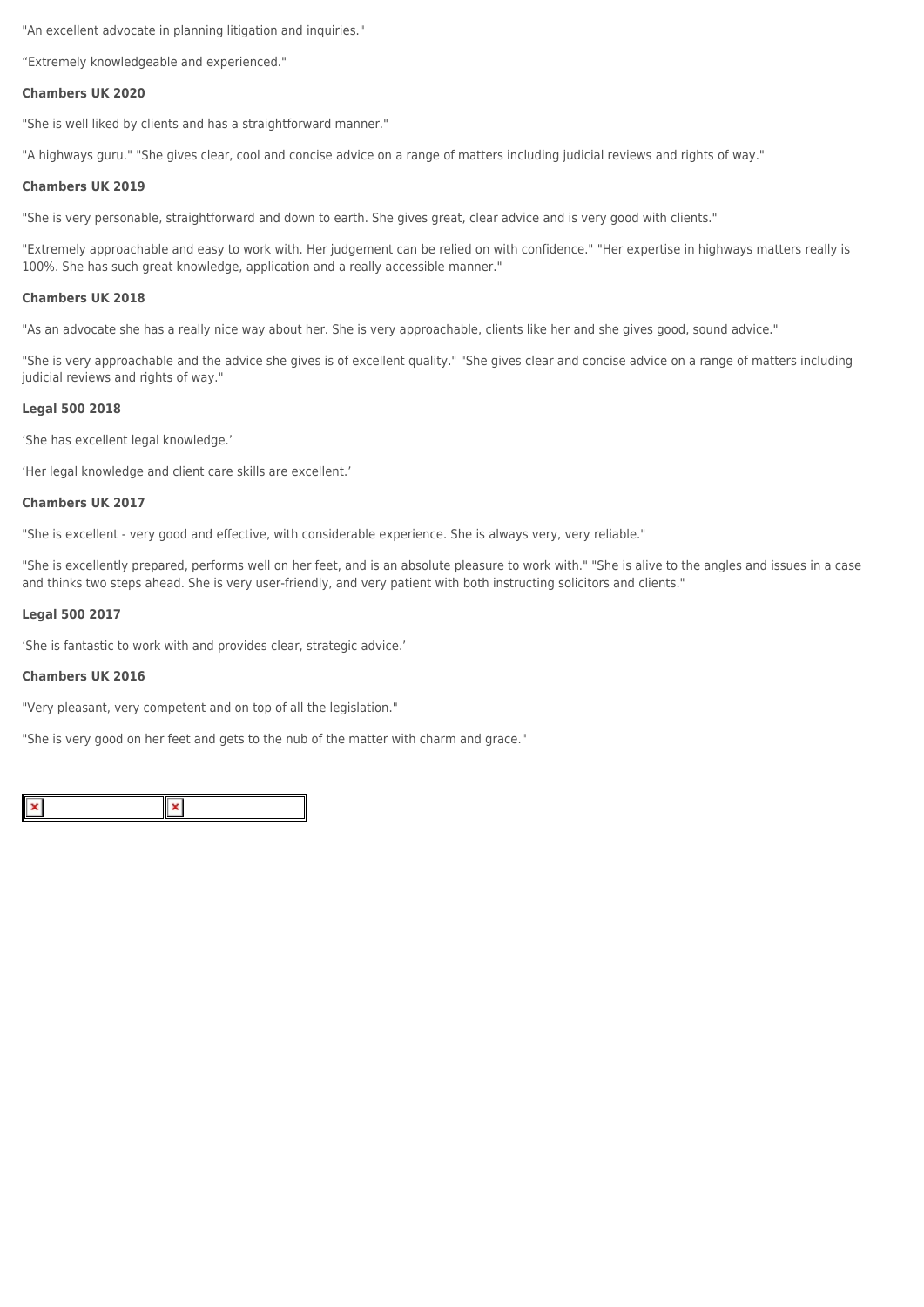"An excellent advocate in planning litigation and inquiries."

"Extremely knowledgeable and experienced."

**Chambers UK 2020**

"She is well liked by clients and has a straightforward manner."

"A highways guru." "She gives clear, cool and concise advice on a range of matters including judicial reviews and rights of way."

**Chambers UK 2019**

"She is very personable, straightforward and down to earth. She gives great, clear advice and is very good with clients."

"Extremely approachable and easy to work with. Her judgement can be relied on with confidence." "Her expertise in highways matters really is 100%. She has such great knowledge, application and a really accessible manner."

**Chambers UK 2018**

"As an advocate she has a really nice way about her. She is very approachable, clients like her and she gives good, sound advice."

"She is very approachable and the advice she gives is of excellent quality." "She gives clear and concise advice on a range of matters including judicial reviews and rights of way."

**Legal 500 2018**

'She has excellent legal knowledge.'

'Her legal knowledge and client care skills are excellent.'

**Chambers UK 2017**

"She is excellent - very good and effective, with considerable experience. She is always very, very reliable."

"She is excellently prepared, performs well on her feet, and is an absolute pleasure to work with." "She is alive to the angles and issues in a case and thinks two steps ahead. She is very user-friendly, and very patient with both instructing solicitors and clients."

**Legal 500 2017**

'She is fantastic to work with and provides clear, strategic advice.'

**Chambers UK 2016**

"Very pleasant, very competent and on top of all the legislation."

"She is very good on her feet and gets to the nub of the matter with charm and grace."